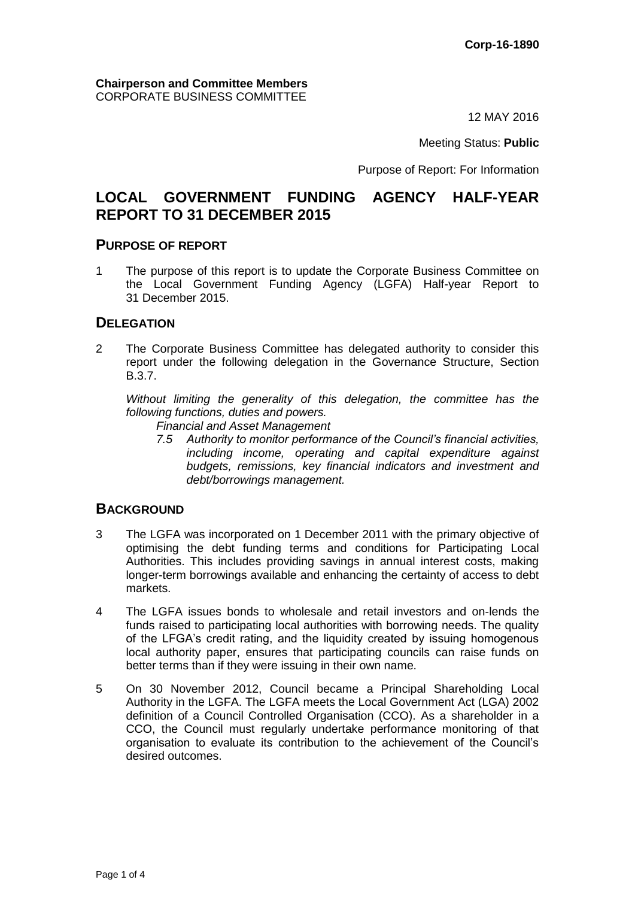**Corp-16-1890**

**Chairperson and Committee Members**
CORPORATE BUSINESS COMMITTEE

12 MAY 2016

Meeting Status: **Public**

Purpose of Report: For Information

# LOCAL GOVERNMENT FUNDING AGENCY HALF-YEAR REPORT TO 31 DECEMBER 2015

## PURPOSE OF REPORT

1 The purpose of this report is to update the Corporate Business Committee on the Local Government Funding Agency (LGFA) Half-year Report to 31 December 2015.

## DELEGATION

2 The Corporate Business Committee has delegated authority to consider this report under the following delegation in the Governance Structure, Section B.3.7.

*Without limiting the generality of this delegation, the committee has the following functions, duties and powers.*

*Financial and Asset Management*

*7.5 Authority to monitor performance of the Council's financial activities, including income, operating and capital expenditure against budgets, remissions, key financial indicators and investment and debt/borrowings management.*

## BACKGROUND

3 The LGFA was incorporated on 1 December 2011 with the primary objective of optimising the debt funding terms and conditions for Participating Local Authorities. This includes providing savings in annual interest costs, making longer-term borrowings available and enhancing the certainty of access to debt markets.

4 The LGFA issues bonds to wholesale and retail investors and on-lends the funds raised to participating local authorities with borrowing needs. The quality of the LFGA's credit rating, and the liquidity created by issuing homogenous local authority paper, ensures that participating councils can raise funds on better terms than if they were issuing in their own name.

5 On 30 November 2012, Council became a Principal Shareholding Local Authority in the LGFA. The LGFA meets the Local Government Act (LGA) 2002 definition of a Council Controlled Organisation (CCO). As a shareholder in a CCO, the Council must regularly undertake performance monitoring of that organisation to evaluate its contribution to the achievement of the Council's desired outcomes.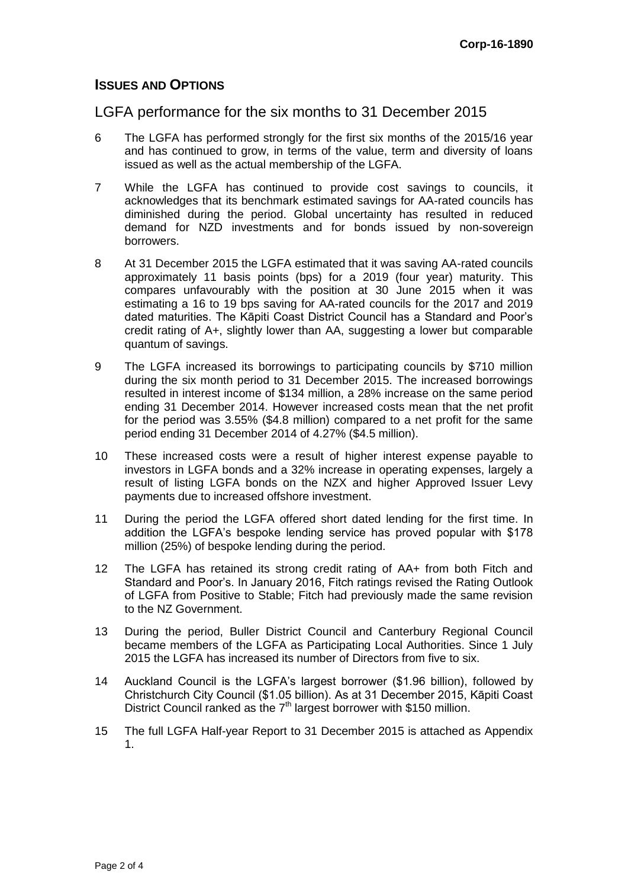## ISSUES AND OPTIONS

### LGFA performance for the six months to 31 December 2015

6 The LGFA has performed strongly for the first six months of the 2015/16 year and has continued to grow, in terms of the value, term and diversity of loans issued as well as the actual membership of the LGFA.

7 While the LGFA has continued to provide cost savings to councils, it acknowledges that its benchmark estimated savings for AA-rated councils has diminished during the period. Global uncertainty has resulted in reduced demand for NZD investments and for bonds issued by non-sovereign borrowers.

8 At 31 December 2015 the LGFA estimated that it was saving AA-rated councils approximately 11 basis points (bps) for a 2019 (four year) maturity. This compares unfavourably with the position at 30 June 2015 when it was estimating a 16 to 19 bps saving for AA-rated councils for the 2017 and 2019 dated maturities. The Kāpiti Coast District Council has a Standard and Poor's credit rating of A+, slightly lower than AA, suggesting a lower but comparable quantum of savings.

9 The LGFA increased its borrowings to participating councils by \$710 million during the six month period to 31 December 2015. The increased borrowings resulted in interest income of \$134 million, a 28% increase on the same period ending 31 December 2014. However increased costs mean that the net profit for the period was 3.55% (\$4.8 million) compared to a net profit for the same period ending 31 December 2014 of 4.27% (\$4.5 million).

10 These increased costs were a result of higher interest expense payable to investors in LGFA bonds and a 32% increase in operating expenses, largely a result of listing LGFA bonds on the NZX and higher Approved Issuer Levy payments due to increased offshore investment.

11 During the period the LGFA offered short dated lending for the first time. In addition the LGFA's bespoke lending service has proved popular with \$178 million (25%) of bespoke lending during the period.

12 The LGFA has retained its strong credit rating of AA+ from both Fitch and Standard and Poor's. In January 2016, Fitch ratings revised the Rating Outlook of LGFA from Positive to Stable; Fitch had previously made the same revision to the NZ Government.

13 During the period, Buller District Council and Canterbury Regional Council became members of the LGFA as Participating Local Authorities. Since 1 July 2015 the LGFA has increased its number of Directors from five to six.

14 Auckland Council is the LGFA's largest borrower (\$1.96 billion), followed by Christchurch City Council (\$1.05 billion). As at 31 December 2015, Kāpiti Coast District Council ranked as the 7th largest borrower with \$150 million.

15 The full LGFA Half-year Report to 31 December 2015 is attached as Appendix 1.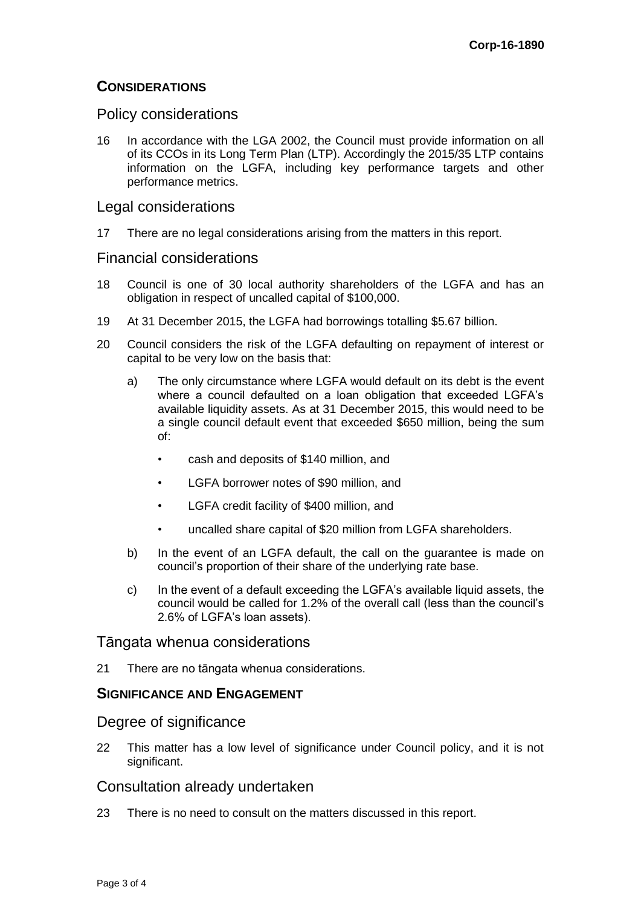## CONSIDERATIONS

### Policy considerations

16 In accordance with the LGA 2002, the Council must provide information on all of its CCOs in its Long Term Plan (LTP). Accordingly the 2015/35 LTP contains information on the LGFA, including key performance targets and other performance metrics.

### Legal considerations

17 There are no legal considerations arising from the matters in this report.

### Financial considerations

18 Council is one of 30 local authority shareholders of the LGFA and has an obligation in respect of uncalled capital of $100,000.

19 At 31 December 2015, the LGFA had borrowings totalling $5.67 billion.

20 Council considers the risk of the LGFA defaulting on repayment of interest or capital to be very low on the basis that:

   a) The only circumstance where LGFA would default on its debt is the event where a council defaulted on a loan obligation that exceeded LGFA's available liquidity assets. As at 31 December 2015, this would need to be a single council default event that exceeded $650 million, being the sum of:

      - cash and deposits of $140 million, and
      - LGFA borrower notes of $90 million, and
      - LGFA credit facility of $400 million, and
      - uncalled share capital of $20 million from LGFA shareholders.

   b) In the event of an LGFA default, the call on the guarantee is made on council's proportion of their share of the underlying rate base.

   c) In the event of a default exceeding the LGFA's available liquid assets, the council would be called for 1.2% of the overall call (less than the council's 2.6% of LGFA's loan assets).

### Tāngata whenua considerations

21 There are no tāngata whenua considerations.

## SIGNIFICANCE AND ENGAGEMENT

### Degree of significance

22 This matter has a low level of significance under Council policy, and it is not significant.

### Consultation already undertaken

23 There is no need to consult on the matters discussed in this report.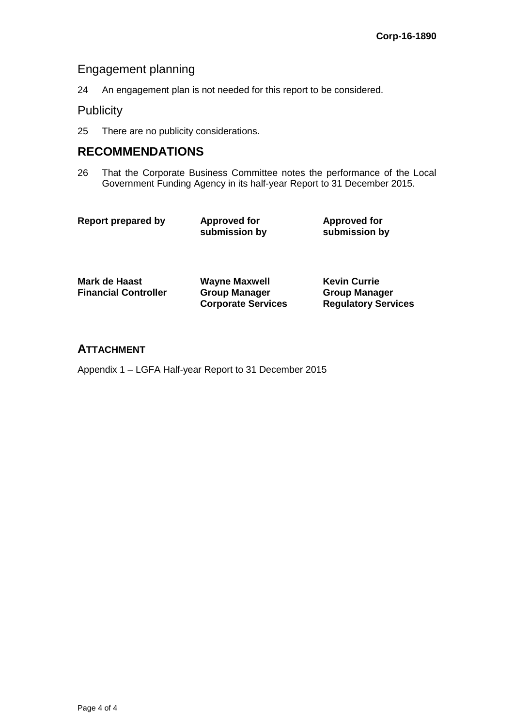Corp-16-1890

## Engagement planning

24 An engagement plan is not needed for this report to be considered.

## Publicity

25 There are no publicity considerations.

# RECOMMENDATIONS

26 That the Corporate Business Committee notes the performance of the Local Government Funding Agency in its half-year Report to 31 December 2015.

| | | |
|---|---|---|
| **Report prepared by** | **Approved for submission by** | **Approved for submission by** |
| **Mark de Haast**<br>**Financial Controller** | **Wayne Maxwell**<br>**Group Manager**<br>**Corporate Services** | **Kevin Currie**<br>**Group Manager**<br>**Regulatory Services** |

## ATTACHMENT

Appendix 1 – LGFA Half-year Report to 31 December 2015